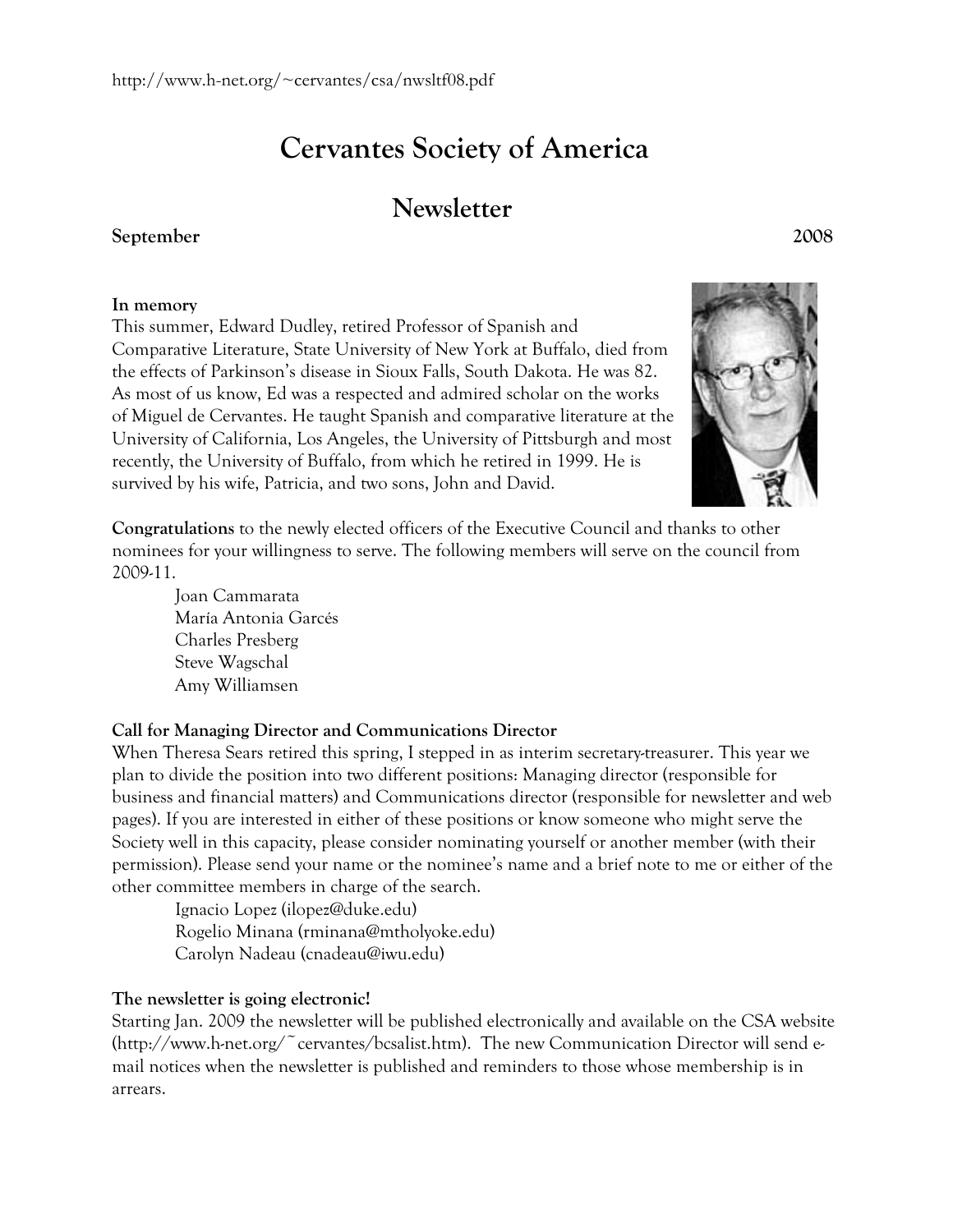http://www.h-net.org/~cervantes/csa/nwsltf08.pdf

# Cervantes Society of America

## Newsletter

**September** **2008**

**In memory**

This summer, Edward Dudley, retired Professor of Spanish and Comparative Literature, State University of New York at Buffalo, died from the effects of Parkinson's disease in Sioux Falls, South Dakota. He was 82. As most of us know, Ed was a respected and admired scholar on the works of Miguel de Cervantes. He taught Spanish and comparative literature at the University of California, Los Angeles, the University of Pittsburgh and most recently, the University of Buffalo, from which he retired in 1999. He is survived by his wife, Patricia, and two sons, John and David.

**Congratulations** to the newly elected officers of the Executive Council and thanks to other nominees for your willingness to serve. The following members will serve on the council from 2009-11.

- Joan Cammarata
- María Antonia Garcés
- Charles Presberg
- Steve Wagschal
- Amy Williamsen

**Call for Managing Director and Communications Director**

When Theresa Sears retired this spring, I stepped in as interim secretary-treasurer. This year we plan to divide the position into two different positions: Managing director (responsible for business and financial matters) and Communications director (responsible for newsletter and web pages). If you are interested in either of these positions or know someone who might serve the Society well in this capacity, please consider nominating yourself or another member (with their permission). Please send your name or the nominee's name and a brief note to me or either of the other committee members in charge of the search.

- Ignacio Lopez (ilopez@duke.edu)
- Rogelio Minana (rminana@mtholyoke.edu)
- Carolyn Nadeau (cnadeau@iwu.edu)

**The newsletter is going electronic!**

Starting Jan. 2009 the newsletter will be published electronically and available on the CSA website (http://www.h-net.org/~cervantes/bcsalist.htm). The new Communication Director will send e-mail notices when the newsletter is published and reminders to those whose membership is in arrears.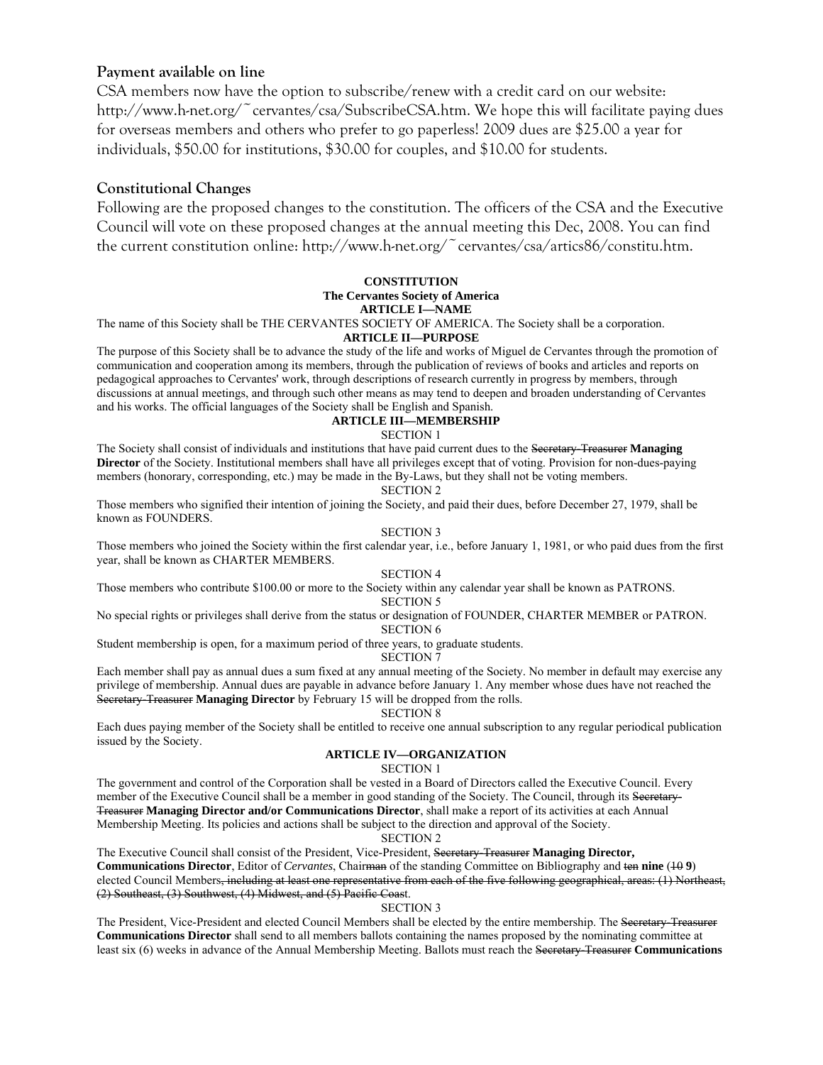## Payment available on line

CSA members now have the option to subscribe/renew with a credit card on our website: http://www.h-net.org/~cervantes/csa/SubscribeCSA.htm. We hope this will facilitate paying dues for overseas members and others who prefer to go paperless! 2009 dues are $25.00 a year for individuals, $50.00 for institutions, $30.00 for couples, and $10.00 for students.

## Constitutional Changes

Following are the proposed changes to the constitution. The officers of the CSA and the Executive Council will vote on these proposed changes at the annual meeting this Dec, 2008. You can find the current constitution online: http://www.h-net.org/~cervantes/csa/artics86/constitu.htm.

**CONSTITUTION**

**The Cervantes Society of America**

**ARTICLE I—NAME**

The name of this Society shall be THE CERVANTES SOCIETY OF AMERICA. The Society shall be a corporation.

**ARTICLE II—PURPOSE**

The purpose of this Society shall be to advance the study of the life and works of Miguel de Cervantes through the promotion of communication and cooperation among its members, through the publication of reviews of books and articles and reports on pedagogical approaches to Cervantes' work, through descriptions of research currently in progress by members, through discussions at annual meetings, and through such other means as may tend to deepen and broaden understanding of Cervantes and his works. The official languages of the Society shall be English and Spanish.

**ARTICLE III—MEMBERSHIP**

SECTION 1

The Society shall consist of individuals and institutions that have paid current dues to the ~~Secretary-Treasurer~~ **Managing Director** of the Society. Institutional members shall have all privileges except that of voting. Provision for non-dues-paying members (honorary, corresponding, etc.) may be made in the By-Laws, but they shall not be voting members.

SECTION 2

Those members who signified their intention of joining the Society, and paid their dues, before December 27, 1979, shall be known as FOUNDERS.

SECTION 3

Those members who joined the Society within the first calendar year, i.e., before January 1, 1981, or who paid dues from the first year, shall be known as CHARTER MEMBERS.

SECTION 4

Those members who contribute $100.00 or more to the Society within any calendar year shall be known as PATRONS.

SECTION 5

No special rights or privileges shall derive from the status or designation of FOUNDER, CHARTER MEMBER or PATRON.

SECTION 6

Student membership is open, for a maximum period of three years, to graduate students.

SECTION 7

Each member shall pay as annual dues a sum fixed at any annual meeting of the Society. No member in default may exercise any privilege of membership. Annual dues are payable in advance before January 1. Any member whose dues have not reached the ~~Secretary-Treasurer~~ **Managing Director** by February 15 will be dropped from the rolls.

SECTION 8

Each dues paying member of the Society shall be entitled to receive one annual subscription to any regular periodical publication issued by the Society.

**ARTICLE IV—ORGANIZATION**

SECTION 1

The government and control of the Corporation shall be vested in a Board of Directors called the Executive Council. Every member of the Executive Council shall be a member in good standing of the Society. The Council, through its ~~Secretary-Treasurer~~ **Managing Director and/or Communications Director**, shall make a report of its activities at each Annual Membership Meeting. Its policies and actions shall be subject to the direction and approval of the Society.

SECTION 2

The Executive Council shall consist of the President, Vice-President, ~~Secretary-Treasurer~~ **Managing Director, Communications Director**, Editor of *Cervantes*, Chair~~man~~ of the standing Committee on Bibliography and ~~ten~~ **nine** (~~10~~ **9**) elected Council Members~~, including at least one representative from each of the five following geographical, areas: (1) Northeast, (2) Southeast, (3) Southwest, (4) Midwest, and (5) Pacific Coast~~.

SECTION 3

The President, Vice-President and elected Council Members shall be elected by the entire membership. The ~~Secretary-Treasurer~~ **Communications Director** shall send to all members ballots containing the names proposed by the nominating committee at least six (6) weeks in advance of the Annual Membership Meeting. Ballots must reach the ~~Secretary-Treasurer~~ **Communications**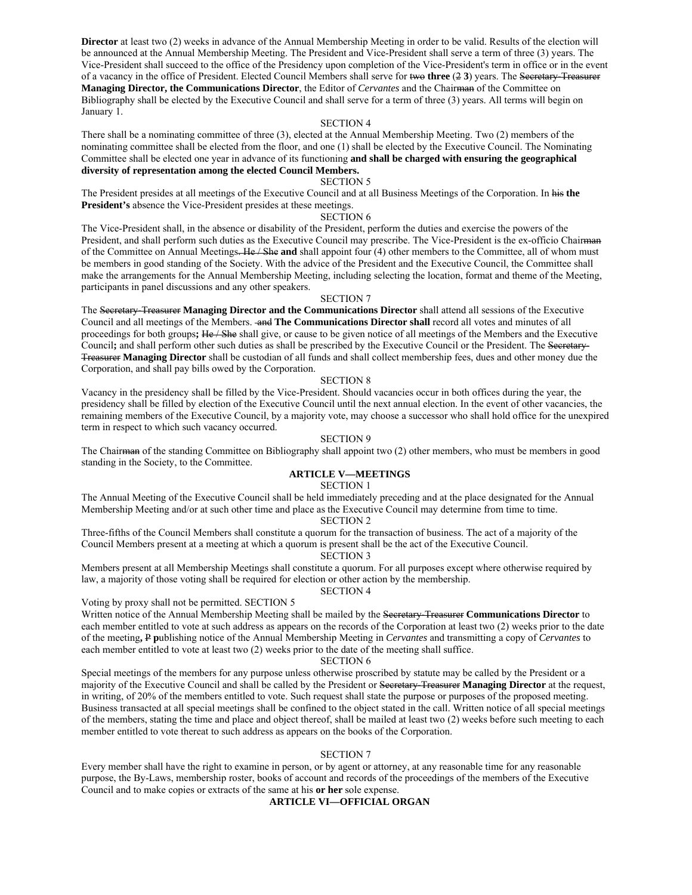**Director** at least two (2) weeks in advance of the Annual Membership Meeting in order to be valid. Results of the election will be announced at the Annual Membership Meeting. The President and Vice-President shall serve a term of three (3) years. The Vice-President shall succeed to the office of the Presidency upon completion of the Vice-President's term in office or in the event of a vacancy in the office of President. Elected Council Members shall serve for ~~two~~ **three** (~~2~~ **3**) years. The ~~Secretary-Treasurer~~ **Managing Director, the Communications Director**, the Editor of *Cervantes* and the Chair~~man~~ of the Committee on Bibliography shall be elected by the Executive Council and shall serve for a term of three (3) years. All terms will begin on January 1.

SECTION 4

There shall be a nominating committee of three (3), elected at the Annual Membership Meeting. Two (2) members of the nominating committee shall be elected from the floor, and one (1) shall be elected by the Executive Council. The Nominating Committee shall be elected one year in advance of its functioning **and shall be charged with ensuring the geographical diversity of representation among the elected Council Members.**

SECTION 5

The President presides at all meetings of the Executive Council and at all Business Meetings of the Corporation. In ~~his~~ **the President's** absence the Vice-President presides at these meetings.

SECTION 6

The Vice-President shall, in the absence or disability of the President, perform the duties and exercise the powers of the President, and shall perform such duties as the Executive Council may prescribe. The Vice-President is the ex-officio Chair~~man~~ of the Committee on Annual Meetings~~. He / She~~ **and** shall appoint four (4) other members to the Committee, all of whom must be members in good standing of the Society. With the advice of the President and the Executive Council, the Committee shall make the arrangements for the Annual Membership Meeting, including selecting the location, format and theme of the Meeting, participants in panel discussions and any other speakers.

SECTION 7

The ~~Secretary-Treasurer~~ **Managing Director and the Communications Director** shall attend all sessions of the Executive Council and all meetings of the Members. ~~and~~ **The Communications Director shall** record all votes and minutes of all proceedings for both groups**;** ~~He / She~~ shall give, or cause to be given notice of all meetings of the Members and the Executive Council**;** and shall perform other such duties as shall be prescribed by the Executive Council or the President. The ~~Secretary-Treasurer~~ **Managing Director** shall be custodian of all funds and shall collect membership fees, dues and other money due the Corporation, and shall pay bills owed by the Corporation.

SECTION 8

Vacancy in the presidency shall be filled by the Vice-President. Should vacancies occur in both offices during the year, the presidency shall be filled by election of the Executive Council until the next annual election. In the event of other vacancies, the remaining members of the Executive Council, by a majority vote, may choose a successor who shall hold office for the unexpired term in respect to which such vacancy occurred.

SECTION 9

The Chair~~man~~ of the standing Committee on Bibliography shall appoint two (2) other members, who must be members in good standing in the Society, to the Committee.

## ARTICLE V—MEETINGS

SECTION 1

The Annual Meeting of the Executive Council shall be held immediately preceding and at the place designated for the Annual Membership Meeting and/or at such other time and place as the Executive Council may determine from time to time.

SECTION 2

Three-fifths of the Council Members shall constitute a quorum for the transaction of business. The act of a majority of the Council Members present at a meeting at which a quorum is present shall be the act of the Executive Council.

SECTION 3

Members present at all Membership Meetings shall constitute a quorum. For all purposes except where otherwise required by law, a majority of those voting shall be required for election or other action by the membership.

SECTION 4

Voting by proxy shall not be permitted. SECTION 5

Written notice of the Annual Membership Meeting shall be mailed by the ~~Secretary-Treasurer~~ **Communications Director** to each member entitled to vote at such address as appears on the records of the Corporation at least two (2) weeks prior to the date of the meeting**,** ~~P~~ **p**ublishing notice of the Annual Membership Meeting in *Cervantes* and transmitting a copy of *Cervantes* to each member entitled to vote at least two (2) weeks prior to the date of the meeting shall suffice.

SECTION 6

Special meetings of the members for any purpose unless otherwise proscribed by statute may be called by the President or a majority of the Executive Council and shall be called by the President or ~~Secretary-Treasurer~~ **Managing Director** at the request, in writing, of 20% of the members entitled to vote. Such request shall state the purpose or purposes of the proposed meeting. Business transacted at all special meetings shall be confined to the object stated in the call. Written notice of all special meetings of the members, stating the time and place and object thereof, shall be mailed at least two (2) weeks before such meeting to each member entitled to vote thereat to such address as appears on the books of the Corporation.

SECTION 7

Every member shall have the right to examine in person, or by agent or attorney, at any reasonable time for any reasonable purpose, the By-Laws, membership roster, books of account and records of the proceedings of the members of the Executive Council and to make copies or extracts of the same at his **or her** sole expense.

## ARTICLE VI—OFFICIAL ORGAN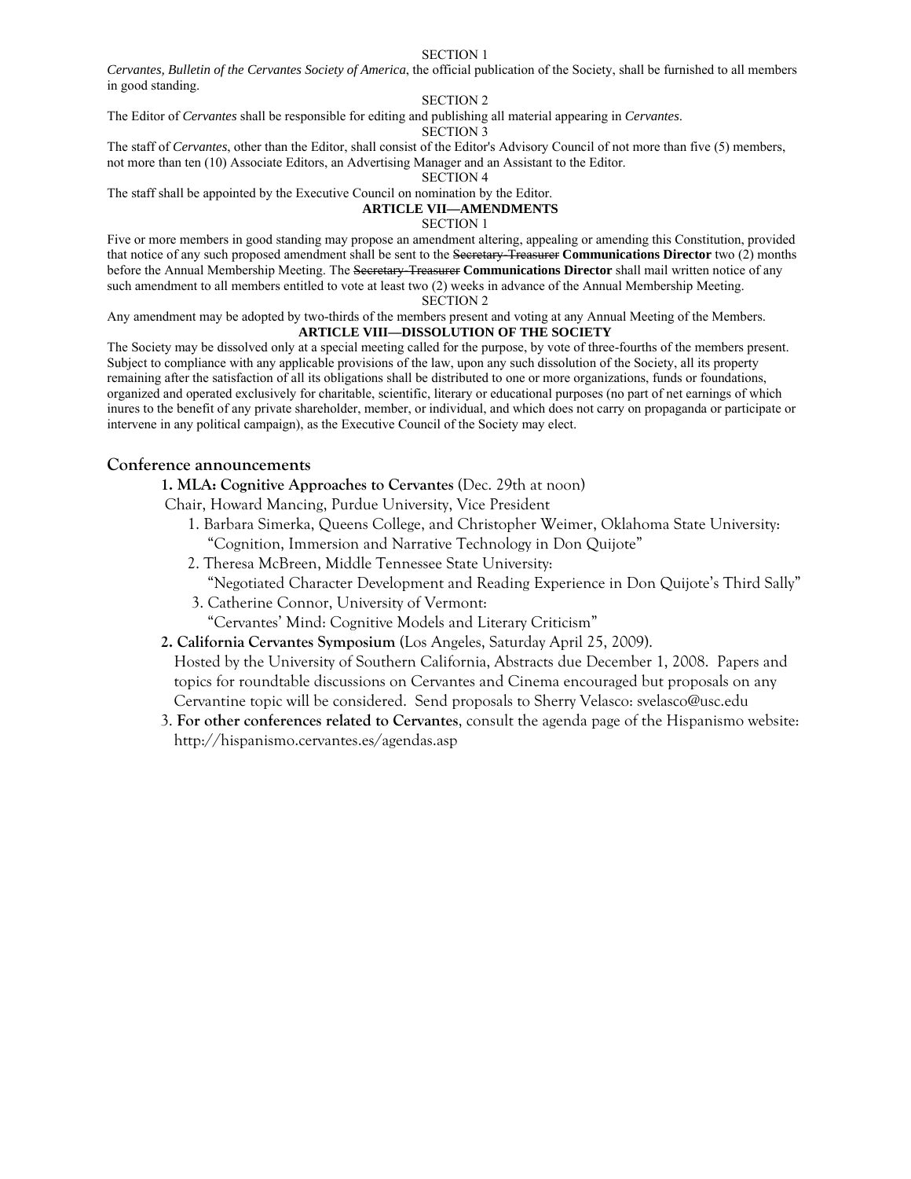SECTION 1

*Cervantes, Bulletin of the Cervantes Society of America*, the official publication of the Society, shall be furnished to all members in good standing.

SECTION 2

The Editor of *Cervantes* shall be responsible for editing and publishing all material appearing in *Cervantes*.

SECTION 3

The staff of *Cervantes*, other than the Editor, shall consist of the Editor's Advisory Council of not more than five (5) members, not more than ten (10) Associate Editors, an Advertising Manager and an Assistant to the Editor.

SECTION 4

The staff shall be appointed by the Executive Council on nomination by the Editor.

### ARTICLE VII—AMENDMENTS

SECTION 1

Five or more members in good standing may propose an amendment altering, appealing or amending this Constitution, provided that notice of any such proposed amendment shall be sent to the ~~Secretary-Treasurer~~ **Communications Director** two (2) months before the Annual Membership Meeting. The ~~Secretary-Treasurer~~ **Communications Director** shall mail written notice of any such amendment to all members entitled to vote at least two (2) weeks in advance of the Annual Membership Meeting.

SECTION 2

Any amendment may be adopted by two-thirds of the members present and voting at any Annual Meeting of the Members.

### ARTICLE VIII—DISSOLUTION OF THE SOCIETY

The Society may be dissolved only at a special meeting called for the purpose, by vote of three-fourths of the members present. Subject to compliance with any applicable provisions of the law, upon any such dissolution of the Society, all its property remaining after the satisfaction of all its obligations shall be distributed to one or more organizations, funds or foundations, organized and operated exclusively for charitable, scientific, literary or educational purposes (no part of net earnings of which inures to the benefit of any private shareholder, member, or individual, and which does not carry on propaganda or participate or intervene in any political campaign), as the Executive Council of the Society may elect.

## Conference announcements

1. **MLA: Cognitive Approaches to Cervantes** (Dec. 29th at noon)
   Chair, Howard Mancing, Purdue University, Vice President
   1. Barbara Simerka, Queens College, and Christopher Weimer, Oklahoma State University: "Cognition, Immersion and Narrative Technology in Don Quijote"
   2. Theresa McBreen, Middle Tennessee State University: "Negotiated Character Development and Reading Experience in Don Quijote's Third Sally"
   3. Catherine Connor, University of Vermont: "Cervantes' Mind: Cognitive Models and Literary Criticism"
2. **California Cervantes Symposium** (Los Angeles, Saturday April 25, 2009).
   Hosted by the University of Southern California, Abstracts due December 1, 2008. Papers and topics for roundtable discussions on Cervantes and Cinema encouraged but proposals on any Cervantine topic will be considered. Send proposals to Sherry Velasco: svelasco@usc.edu
3. **For other conferences related to Cervantes**, consult the agenda page of the Hispanismo website: http://hispanismo.cervantes.es/agendas.asp